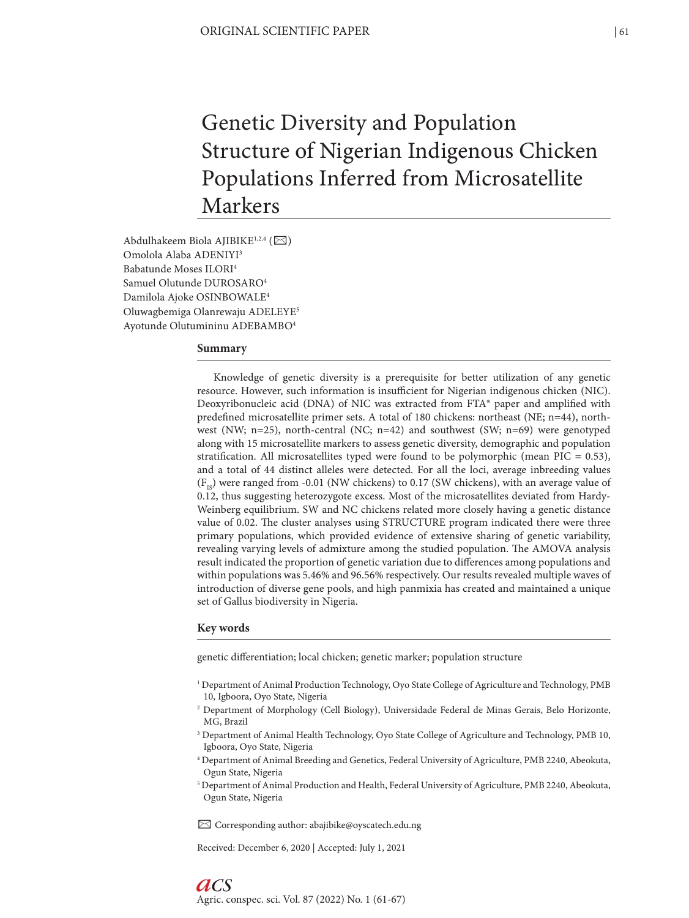ORIGINAL SCIENTIFIC PAPER

# Genetic Diversity and Population Structure of Nigerian Indigenous Chicken Populations Inferred from Microsatellite Markers

Abdulhakeem Biola AJIBIKE[1,2,4] (✉)
Omololа Alaba ADENIYI[3]
Babatunde Moses ILORI[4]
Samuel Olutunde DUROSARO[4]
Damilola Ajoke OSINBOWALE[4]
Oluwagbemiga Olanrewaju ADELEYE[5]
Ayotunde Olutumininu ADEBAMBO[4]

## Summary

Knowledge of genetic diversity is a prerequisite for better utilization of any genetic resource. However, such information is insufficient for Nigerian indigenous chicken (NIC). Deoxyribonucleic acid (DNA) of NIC was extracted from FTA® paper and amplified with predefined microsatellite primer sets. A total of 180 chickens: northeast (NE; n=44), northwest (NW; n=25), north-central (NC; n=42) and southwest (SW; n=69) were genotyped along with 15 microsatellite markers to assess genetic diversity, demographic and population stratification. All microsatellites typed were found to be polymorphic (mean PIC = 0.53), and a total of 44 distinct alleles were detected. For all the loci, average inbreeding values ($F_{IS}$) were ranged from -0.01 (NW chickens) to 0.17 (SW chickens), with an average value of 0.12, thus suggesting heterozygote excess. Most of the microsatellites deviated from Hardy-Weinberg equilibrium. SW and NC chickens related more closely having a genetic distance value of 0.02. The cluster analyses using STRUCTURE program indicated there were three primary populations, which provided evidence of extensive sharing of genetic variability, revealing varying levels of admixture among the studied population. The AMOVA analysis result indicated the proportion of genetic variation due to differences among populations and within populations was 5.46% and 96.56% respectively. Our results revealed multiple waves of introduction of diverse gene pools, and high panmixia has created and maintained a unique set of Gallus biodiversity in Nigeria.

## Key words

genetic differentiation; local chicken; genetic marker; population structure

[1] Department of Animal Production Technology, Oyo State College of Agriculture and Technology, PMB 10, Igboora, Oyo State, Nigeria
[2] Department of Morphology (Cell Biology), Universidade Federal de Minas Gerais, Belo Horizonte, MG, Brazil
[3] Department of Animal Health Technology, Oyo State College of Agriculture and Technology, PMB 10, Igboora, Oyo State, Nigeria
[4] Department of Animal Breeding and Genetics, Federal University of Agriculture, PMB 2240, Abeokuta, Ogun State, Nigeria
[5] Department of Animal Production and Health, Federal University of Agriculture, PMB 2240, Abeokuta, Ogun State, Nigeria

✉ Corresponding author: abajibike@oyscatech.edu.ng

Received: December 6, 2020 | Accepted: July 1, 2021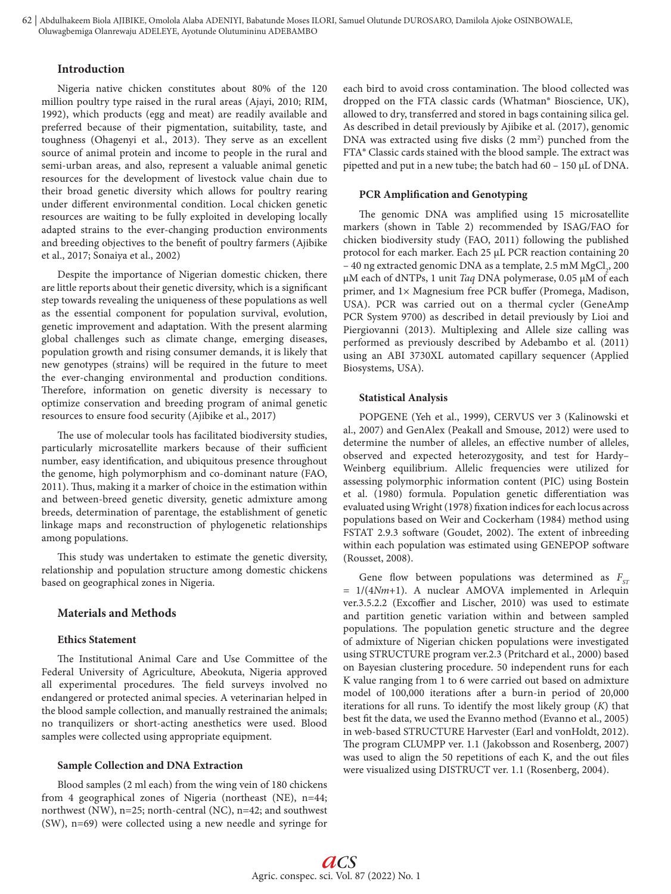## Introduction

Nigeria native chicken constitutes about 80% of the 120 million poultry type raised in the rural areas (Ajayi, 2010; RIM, 1992), which products (egg and meat) are readily available and preferred because of their pigmentation, suitability, taste, and toughness (Ohagenyi et al., 2013). They serve as an excellent source of animal protein and income to people in the rural and semi-urban areas, and also, represent a valuable animal genetic resources for the development of livestock value chain due to their broad genetic diversity which allows for poultry rearing under different environmental condition. Local chicken genetic resources are waiting to be fully exploited in developing locally adapted strains to the ever-changing production environments and breeding objectives to the benefit of poultry farmers (Ajibike et al., 2017; Sonaiya et al., 2002)

Despite the importance of Nigerian domestic chicken, there are little reports about their genetic diversity, which is a significant step towards revealing the uniqueness of these populations as well as the essential component for population survival, evolution, genetic improvement and adaptation. With the present alarming global challenges such as climate change, emerging diseases, population growth and rising consumer demands, it is likely that new genotypes (strains) will be required in the future to meet the ever-changing environmental and production conditions. Therefore, information on genetic diversity is necessary to optimize conservation and breeding program of animal genetic resources to ensure food security (Ajibike et al., 2017)

The use of molecular tools has facilitated biodiversity studies, particularly microsatellite markers because of their sufficient number, easy identification, and ubiquitous presence throughout the genome, high polymorphism and co-dominant nature (FAO, 2011). Thus, making it a marker of choice in the estimation within and between-breed genetic diversity, genetic admixture among breeds, determination of parentage, the establishment of genetic linkage maps and reconstruction of phylogenetic relationships among populations.

This study was undertaken to estimate the genetic diversity, relationship and population structure among domestic chickens based on geographical zones in Nigeria.

## Materials and Methods

### Ethics Statement

The Institutional Animal Care and Use Committee of the Federal University of Agriculture, Abeokuta, Nigeria approved all experimental procedures. The field surveys involved no endangered or protected animal species. A veterinarian helped in the blood sample collection, and manually restrained the animals; no tranquilizers or short-acting anesthetics were used. Blood samples were collected using appropriate equipment.

### Sample Collection and DNA Extraction

Blood samples (2 ml each) from the wing vein of 180 chickens from 4 geographical zones of Nigeria (northeast (NE), n=44; northwest (NW), n=25; north-central (NC), n=42; and southwest (SW), n=69) were collected using a new needle and syringe for each bird to avoid cross contamination. The blood collected was dropped on the FTA classic cards (Whatman® Bioscience, UK), allowed to dry, transferred and stored in bags containing silica gel. As described in detail previously by Ajibike et al. (2017), genomic DNA was extracted using five disks (2 mm$^2$) punched from the FTA® Classic cards stained with the blood sample. The extract was pipetted and put in a new tube; the batch had 60 – 150 µL of DNA.

### PCR Amplification and Genotyping

The genomic DNA was amplified using 15 microsatellite markers (shown in Table 2) recommended by ISAG/FAO for chicken biodiversity study (FAO, 2011) following the published protocol for each marker. Each 25 µL PCR reaction containing 20 – 40 ng extracted genomic DNA as a template, 2.5 mM $MgCl_2$, 200 µM each of dNTPs, 1 unit *Taq* DNA polymerase, 0.05 µM of each primer, and 1× Magnesium free PCR buffer (Promega, Madison, USA). PCR was carried out on a thermal cycler (GeneAmp PCR System 9700) as described in detail previously by Lioi and Piergiovanni (2013). Multiplexing and Allele size calling was performed as previously described by Adebambo et al. (2011) using an ABI 3730XL automated capillary sequencer (Applied Biosystems, USA).

### Statistical Analysis

POPGENE (Yeh et al., 1999), CERVUS ver 3 (Kalinowski et al., 2007) and GenAlex (Peakall and Smouse, 2012) were used to determine the number of alleles, an effective number of alleles, observed and expected heterozygosity, and test for Hardy–Weinberg equilibrium. Allelic frequencies were utilized for assessing polymorphic information content (PIC) using Bostein et al. (1980) formula. Population genetic differentiation was evaluated using Wright (1978) fixation indices for each locus across populations based on Weir and Cockerham (1984) method using FSTAT 2.9.3 software (Goudet, 2002). The extent of inbreeding within each population was estimated using GENEPOP software (Rousset, 2008).

Gene flow between populations was determined as $F_{ST} = 1/(4Nm+1)$. A nuclear AMOVA implemented in Arlequin ver.3.5.2.2 (Excoffier and Lischer, 2010) was used to estimate and partition genetic variation within and between sampled populations. The population genetic structure and the degree of admixture of Nigerian chicken populations were investigated using STRUCTURE program ver.2.3 (Pritchard et al., 2000) based on Bayesian clustering procedure. 50 independent runs for each K value ranging from 1 to 6 were carried out based on admixture model of 100,000 iterations after a burn-in period of 20,000 iterations for all runs. To identify the most likely group ($K$) that best fit the data, we used the Evanno method (Evanno et al., 2005) in web-based STRUCTURE Harvester (Earl and vonHoldt, 2012). The program CLUMPP ver. 1.1 (Jakobsson and Rosenberg, 2007) was used to align the 50 repetitions of each K, and the out files were visualized using DISTRUCT ver. 1.1 (Rosenberg, 2004).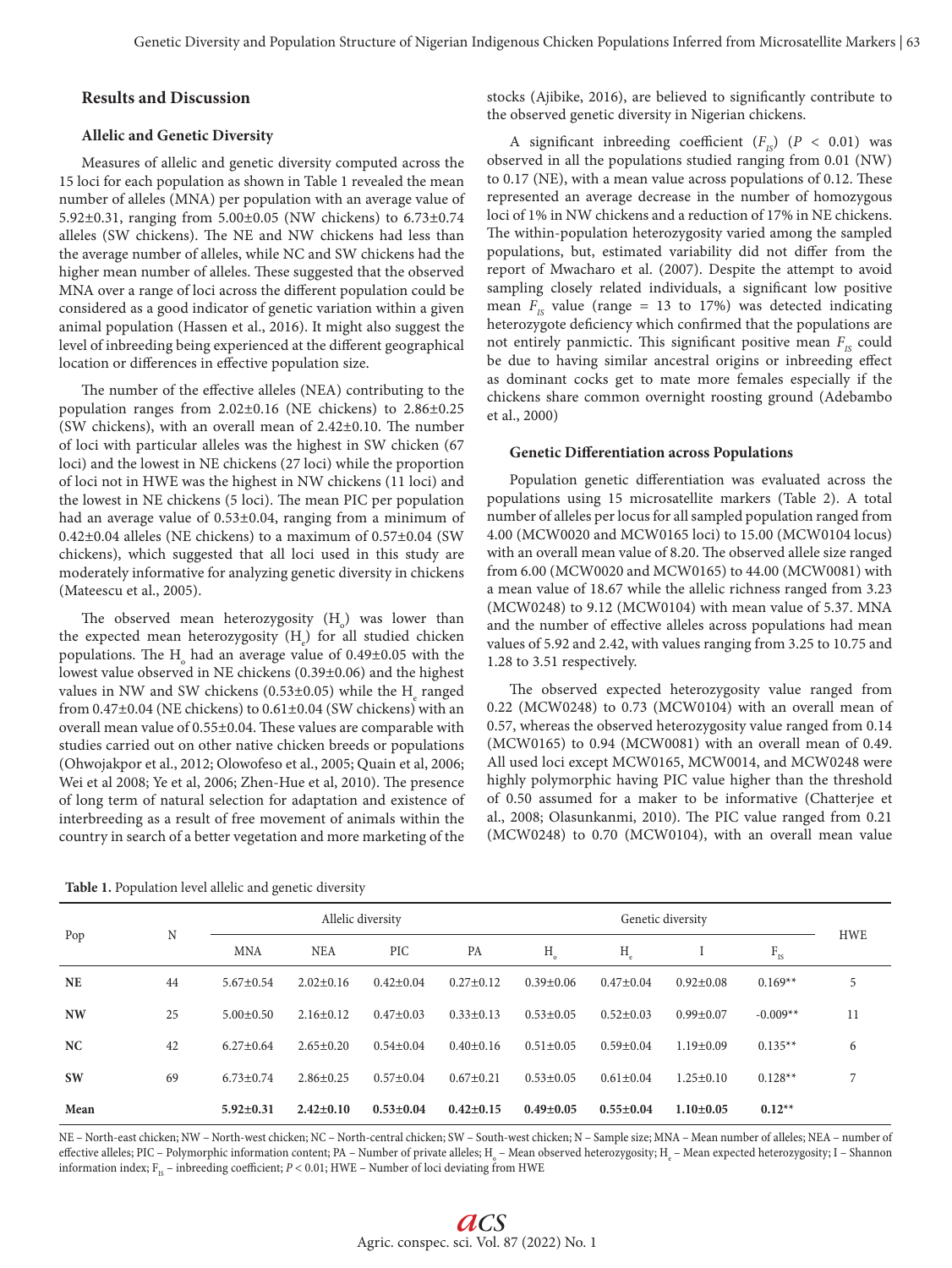## Results and Discussion

### Allelic and Genetic Diversity

Measures of allelic and genetic diversity computed across the 15 loci for each population as shown in Table 1 revealed the mean number of alleles (MNA) per population with an average value of 5.92±0.31, ranging from 5.00±0.05 (NW chickens) to 6.73±0.74 alleles (SW chickens). The NE and NW chickens had less than the average number of alleles, while NC and SW chickens had the higher mean number of alleles. These suggested that the observed MNA over a range of loci across the different population could be considered as a good indicator of genetic variation within a given animal population (Hassen et al., 2016). It might also suggest the level of inbreeding being experienced at the different geographical location or differences in effective population size.

The number of the effective alleles (NEA) contributing to the population ranges from 2.02±0.16 (NE chickens) to 2.86±0.25 (SW chickens), with an overall mean of 2.42±0.10. The number of loci with particular alleles was the highest in SW chicken (67 loci) and the lowest in NE chickens (27 loci) while the proportion of loci not in HWE was the highest in NW chickens (11 loci) and the lowest in NE chickens (5 loci). The mean PIC per population had an average value of 0.53±0.04, ranging from a minimum of 0.42±0.04 alleles (NE chickens) to a maximum of 0.57±0.04 (SW chickens), which suggested that all loci used in this study are moderately informative for analyzing genetic diversity in chickens (Mateescu et al., 2005).

The observed mean heterozygosity ($H_o$) was lower than the expected mean heterozygosity ($H_e$) for all studied chicken populations. The $H_o$ had an average value of 0.49±0.05 with the lowest value observed in NE chickens (0.39±0.06) and the highest values in NW and SW chickens (0.53±0.05) while the $H_e$ ranged from 0.47±0.04 (NE chickens) to 0.61±0.04 (SW chickens) with an overall mean value of 0.55±0.04. These values are comparable with studies carried out on other native chicken breeds or populations (Ohwojakpor et al., 2012; Olowofeso et al., 2005; Quain et al., 2006; Wei et al 2008; Ye et al, 2006; Zhen-Hue et al, 2010). The presence of long term of natural selection for adaptation and existence of interbreeding as a result of free movement of animals within the country in search of a better vegetation and more marketing of the stocks (Ajibike, 2016), are believed to significantly contribute to the observed genetic diversity in Nigerian chickens.

A significant inbreeding coefficient ($F_{IS}$) ($P < 0.01$) was observed in all the populations studied ranging from 0.01 (NW) to 0.17 (NE), with a mean value across populations of 0.12. These represented an average decrease in the number of homozygous loci of 1% in NW chickens and a reduction of 17% in NE chickens. The within-population heterozygosity varied among the sampled populations, but, estimated variability did not differ from the report of Mwacharo et al. (2007). Despite the attempt to avoid sampling closely related individuals, a significant low positive mean $F_{IS}$ value (range = 13 to 17%) was detected indicating heterozygote deficiency which confirmed that the populations are not entirely panmictic. This significant positive mean $F_{IS}$ could be due to having similar ancestral origins or inbreeding effect as dominant cocks get to mate more females especially if the chickens share common overnight roosting ground (Adebambo et al., 2000)

### Genetic Differentiation across Populations

Population genetic differentiation was evaluated across the populations using 15 microsatellite markers (Table 2). A total number of alleles per locus for all sampled population ranged from 4.00 (MCW0020 and MCW0165 loci) to 15.00 (MCW0104 locus) with an overall mean value of 8.20. The observed allele size ranged from 6.00 (MCW0020 and MCW0165) to 44.00 (MCW0081) with a mean value of 18.67 while the allelic richness ranged from 3.23 (MCW0248) to 9.12 (MCW0104) with mean value of 5.37. MNA and the number of effective alleles across populations had mean values of 5.92 and 2.42, with values ranging from 3.25 to 10.75 and 1.28 to 3.51 respectively.

The observed expected heterozygosity value ranged from 0.22 (MCW0248) to 0.73 (MCW0104) with an overall mean of 0.57, whereas the observed heterozygosity value ranged from 0.14 (MCW0165) to 0.94 (MCW0081) with an overall mean of 0.49. All used loci except MCW0165, MCW0014, and MCW0248 were highly polymorphic having PIC value higher than the threshold of 0.50 assumed for a maker to be informative (Chatterjee et al., 2008; Olasunkanmi, 2010). The PIC value ranged from 0.21 (MCW0248) to 0.70 (MCW0104), with an overall mean value

**Table 1.** Population level allelic and genetic diversity

| Pop | N | Allelic diversity | | | Genetic diversity | | | | | HWE |
|---|---|---|---|---|---|---|---|---|---|---|
| | | MNA | NEA | PIC | PA | $H_o$ | $H_e$ | I | $F_{IS}$ | |
| **NE** | 44 | 5.67±0.54 | 2.02±0.16 | 0.42±0.04 | 0.27±0.12 | 0.39±0.06 | 0.47±0.04 | 0.92±0.08 | 0.169** | 5 |
| **NW** | 25 | 5.00±0.50 | 2.16±0.12 | 0.47±0.03 | 0.33±0.13 | 0.53±0.05 | 0.52±0.03 | 0.99±0.07 | -0.009** | 11 |
| **NC** | 42 | 6.27±0.64 | 2.65±0.20 | 0.54±0.04 | 0.40±0.16 | 0.51±0.05 | 0.59±0.04 | 1.19±0.09 | 0.135** | 6 |
| **SW** | 69 | 6.73±0.74 | 2.86±0.25 | 0.57±0.04 | 0.67±0.21 | 0.53±0.05 | 0.61±0.04 | 1.25±0.10 | 0.128** | 7 |
| **Mean** | | **5.92±0.31** | **2.42±0.10** | **0.53±0.04** | **0.42±0.15** | **0.49±0.05** | **0.55±0.04** | **1.10±0.05** | **0.12**** | |

NE – North-east chicken; NW – North-west chicken; NC – North-central chicken; SW – South-west chicken; N – Sample size; MNA – Mean number of alleles; NEA – number of effective alleles; PIC – Polymorphic information content; PA – Number of private alleles; $H_o$ – Mean observed heterozygosity; $H_e$ – Mean expected heterozygosity; I – Shannon information index; $F_{IS}$ – inbreeding coefficient; $P < 0.01$; HWE – Number of loci deviating from HWE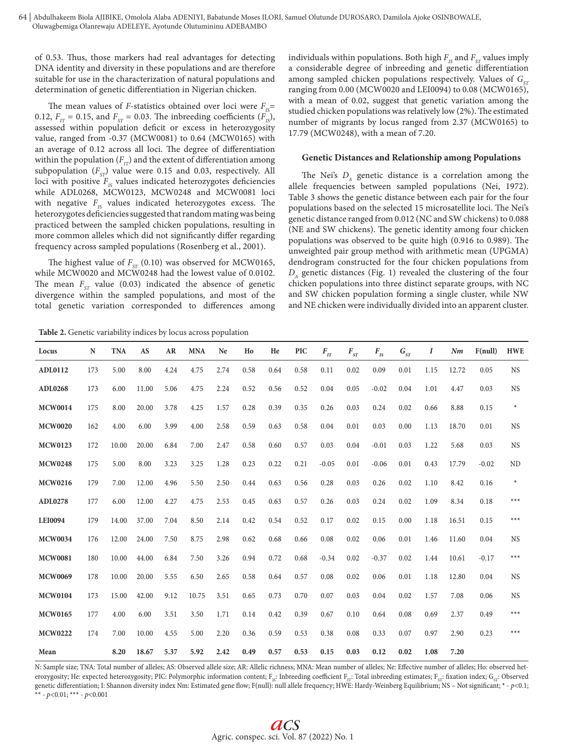of 0.53. Thus, those markers had real advantages for detecting DNA identity and diversity in these populations and are therefore suitable for use in the characterization of natural populations and determination of genetic differentiation in Nigerian chicken.

The mean values of *F*-statistics obtained over loci were $F_{IS}$= 0.12, $F_{IT}$ = 0.15, and $F_{ST}$ = 0.03. The inbreeding coefficients ($F_{IS}$), assessed within population deficit or excess in heterozygosity value, ranged from -0.37 (MCW0081) to 0.64 (MCW0165) with an average of 0.12 across all loci. The degree of differentiation within the population ($F_{IT}$) and the extent of differentiation among subpopulation ($F_{ST}$) value were 0.15 and 0.03, respectively. All loci with positive $F_{IS}$ values indicated heterozygotes deficiencies while ADL0268, MCW0123, MCW0248 and MCW0081 loci with negative $F_{IS}$ values indicated heterozygotes excess. The heterozygotes deficiencies suggested that random mating was being practiced between the sampled chicken populations, resulting in more common alleles which did not significantly differ regarding frequency across sampled populations (Rosenberg et al., 2001).

The highest value of $F_{ST}$ (0.10) was observed for MCW0165, while MCW0020 and MCW0248 had the lowest value of 0.0102. The mean $F_{ST}$ value (0.03) indicated the absence of genetic divergence within the sampled populations, and most of the total genetic variation corresponded to differences among individuals within populations. Both high $F_{IS}$ and $F_{ST}$ values imply a considerable degree of inbreeding and genetic differentiation among sampled chicken populations respectively. Values of $G_{ST}$ ranging from 0.00 (MCW0020 and LEI0094) to 0.08 (MCW0165), with a mean of 0.02, suggest that genetic variation among the studied chicken populations was relatively low (2%). The estimated number of migrants by locus ranged from 2.37 (MCW0165) to 17.79 (MCW0248), with a mean of 7.20.

### Genetic Distances and Relationship among Populations

The Nei's $D_A$ genetic distance is a correlation among the allele frequencies between sampled populations (Nei, 1972). Table 3 shows the genetic distance between each pair for the four populations based on the selected 15 microsatellite loci. The Nei's genetic distance ranged from 0.012 (NC and SW chickens) to 0.088 (NE and SW chickens). The genetic identity among four chicken populations was observed to be quite high (0.916 to 0.989). The unweighted pair group method with arithmetic mean (UPGMA) dendrogram constructed for the four chicken populations from $D_A$ genetic distances (Fig. 1) revealed the clustering of the four chicken populations into three distinct separate groups, with NC and SW chicken population forming a single cluster, while NW and NE chicken were individually divided into an apparent cluster.

**Table 2.** Genetic variability indices by locus across population

| Locus | N | TNA | AS | AR | MNA | Ne | Ho | He | PIC | $F_{IT}$ | $F_{ST}$ | $F_{IS}$ | $G_{ST}$ | *I* | *Nm* | F(null) | HWE |
|---|---|---|---|---|---|---|---|---|---|---|---|---|---|---|---|---|---|
| **ADL0112** | 173 | 5.00 | 8.00 | 4.24 | 4.75 | 2.74 | 0.58 | 0.64 | 0.58 | 0.11 | 0.02 | 0.09 | 0.01 | 1.15 | 12.72 | 0.05 | NS |
| **ADL0268** | 173 | 6.00 | 11.00 | 5.06 | 4.75 | 2.24 | 0.52 | 0.56 | 0.52 | 0.04 | 0.05 | -0.02 | 0.04 | 1.01 | 4.47 | 0.03 | NS |
| **MCW0014** | 175 | 8.00 | 20.00 | 3.78 | 4.25 | 1.57 | 0.28 | 0.39 | 0.35 | 0.26 | 0.03 | 0.24 | 0.02 | 0.66 | 8.88 | 0.15 | * |
| **MCW0020** | 162 | 4.00 | 6.00 | 3.99 | 4.00 | 2.58 | 0.59 | 0.63 | 0.58 | 0.04 | 0.01 | 0.03 | 0.00 | 1.13 | 18.70 | 0.01 | NS |
| **MCW0123** | 172 | 10.00 | 20.00 | 6.84 | 7.00 | 2.47 | 0.58 | 0.60 | 0.57 | 0.03 | 0.04 | -0.01 | 0.03 | 1.22 | 5.68 | 0.03 | NS |
| **MCW0248** | 175 | 5.00 | 8.00 | 3.23 | 3.25 | 1.28 | 0.23 | 0.22 | 0.21 | -0.05 | 0.01 | -0.06 | 0.01 | 0.43 | 17.79 | -0.02 | ND |
| **MCW0216** | 179 | 7.00 | 12.00 | 4.96 | 5.50 | 2.50 | 0.44 | 0.63 | 0.56 | 0.28 | 0.03 | 0.26 | 0.02 | 1.10 | 8.42 | 0.16 | * |
| **ADL0278** | 177 | 6.00 | 12.00 | 4.27 | 4.75 | 2.53 | 0.45 | 0.63 | 0.57 | 0.26 | 0.03 | 0.24 | 0.02 | 1.09 | 8.34 | 0.18 | *** |
| **LEI0094** | 179 | 14.00 | 37.00 | 7.04 | 8.50 | 2.14 | 0.42 | 0.54 | 0.52 | 0.17 | 0.02 | 0.15 | 0.00 | 1.18 | 16.51 | 0.15 | *** |
| **MCW0034** | 176 | 12.00 | 24.00 | 7.50 | 8.75 | 2.98 | 0.62 | 0.68 | 0.66 | 0.08 | 0.02 | 0.06 | 0.01 | 1.46 | 11.60 | 0.04 | NS |
| **MCW0081** | 180 | 10.00 | 44.00 | 6.84 | 7.50 | 3.26 | 0.94 | 0.72 | 0.68 | -0.34 | 0.02 | -0.37 | 0.02 | 1.44 | 10.61 | -0.17 | *** |
| **MCW0069** | 178 | 10.00 | 20.00 | 5.55 | 6.50 | 2.65 | 0.58 | 0.64 | 0.57 | 0.08 | 0.02 | 0.06 | 0.01 | 1.18 | 12.80 | 0.04 | NS |
| **MCW0104** | 173 | 15.00 | 42.00 | 9.12 | 10.75 | 3.51 | 0.65 | 0.73 | 0.70 | 0.07 | 0.03 | 0.04 | 0.02 | 1.57 | 7.08 | 0.06 | NS |
| **MCW0165** | 177 | 4.00 | 6.00 | 3.51 | 3.50 | 1.71 | 0.14 | 0.42 | 0.39 | 0.67 | 0.10 | 0.64 | 0.08 | 0.69 | 2.37 | 0.49 | *** |
| **MCW0222** | 174 | 7.00 | 10.00 | 4.55 | 5.00 | 2.20 | 0.36 | 0.59 | 0.53 | 0.38 | 0.08 | 0.33 | 0.07 | 0.97 | 2.90 | 0.23 | *** |
| **Mean** | | **8.20** | **18.67** | **5.37** | **5.92** | **2.42** | **0.49** | **0.57** | **0.53** | **0.15** | **0.03** | **0.12** | **0.02** | **1.08** | **7.20** | | |

N: Sample size; TNA: Total number of alleles; AS: Observed allele size; AR: Allelic richness; MNA: Mean number of alleles; Ne: Effective number of alleles; Ho: observed heterozygosity; He: expected heterozygosity; PIC: Polymorphic information content; $F_{IS}$: Inbreeding coefficient $F_{IT}$: Total inbreeding estimates; $F_{ST}$: fixation index; $G_{ST}$: Observed genetic differentiation; I: Shannon diversity index Nm: Estimated gene flow; F(null): null allele frequency; HWE: Hardy-Weinberg Equilibrium; NS – Not significant; * - $p$<0.1; ** - $p$<0.01; *** - $p$<0.001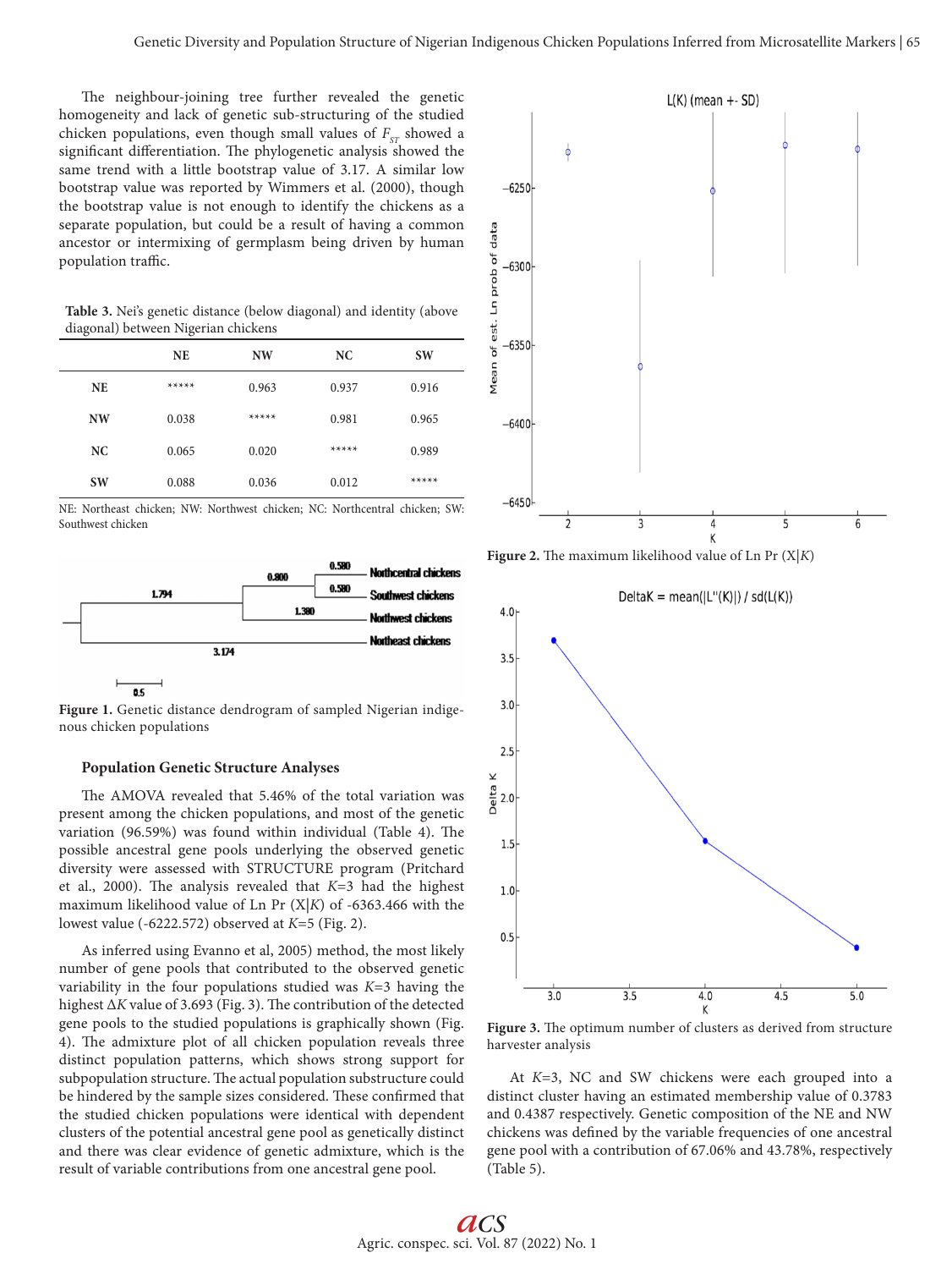The neighbour-joining tree further revealed the genetic homogeneity and lack of genetic sub-structuring of the studied chicken populations, even though small values of $F_{ST}$ showed a significant differentiation. The phylogenetic analysis showed the same trend with a little bootstrap value of 3.17. A similar low bootstrap value was reported by Wimmers et al. (2000), though the bootstrap value is not enough to identify the chickens as a separate population, but could be a result of having a common ancestor or intermixing of germplasm being driven by human population traffic.

**Table 3.** Nei's genetic distance (below diagonal) and identity (above diagonal) between Nigerian chickens

| | NE | NW | NC | SW |
|---|---|---|---|---|
| **NE** | ***** | 0.963 | 0.937 | 0.916 |
| **NW** | 0.038 | ***** | 0.981 | 0.965 |
| **NC** | 0.065 | 0.020 | ***** | 0.989 |
| **SW** | 0.088 | 0.036 | 0.012 | ***** |

NE: Northeast chicken; NW: Northwest chicken; NC: Northcentral chicken; SW: Southwest chicken

**Figure 1.** Genetic distance dendrogram of sampled Nigerian indigenous chicken populations

### Population Genetic Structure Analyses

The AMOVA revealed that 5.46% of the total variation was present among the chicken populations, and most of the genetic variation (96.59%) was found within individual (Table 4). The possible ancestral gene pools underlying the observed genetic diversity were assessed with STRUCTURE program (Pritchard et al., 2000). The analysis revealed that $K$=3 had the highest maximum likelihood value of Ln Pr (X|$K$) of -6363.466 with the lowest value (-6222.572) observed at $K$=5 (Fig. 2).

As inferred using Evanno et al, 2005) method, the most likely number of gene pools that contributed to the observed genetic variability in the four populations studied was $K$=3 having the highest $\Delta K$ value of 3.693 (Fig. 3). The contribution of the detected gene pools to the studied populations is graphically shown (Fig. 4). The admixture plot of all chicken population reveals three distinct population patterns, which shows strong support for subpopulation structure. The actual population substructure could be hindered by the sample sizes considered. These confirmed that the studied chicken populations were identical with dependent clusters of the potential ancestral gene pool as genetically distinct and there was clear evidence of genetic admixture, which is the result of variable contributions from one ancestral gene pool.

**Figure 2.** The maximum likelihood value of Ln Pr (X|$K$)

**Figure 3.** The optimum number of clusters as derived from structure harvester analysis

At $K$=3, NC and SW chickens were each grouped into a distinct cluster having an estimated membership value of 0.3783 and 0.4387 respectively. Genetic composition of the NE and NW chickens was defined by the variable frequencies of one ancestral gene pool with a contribution of 67.06% and 43.78%, respectively (Table 5).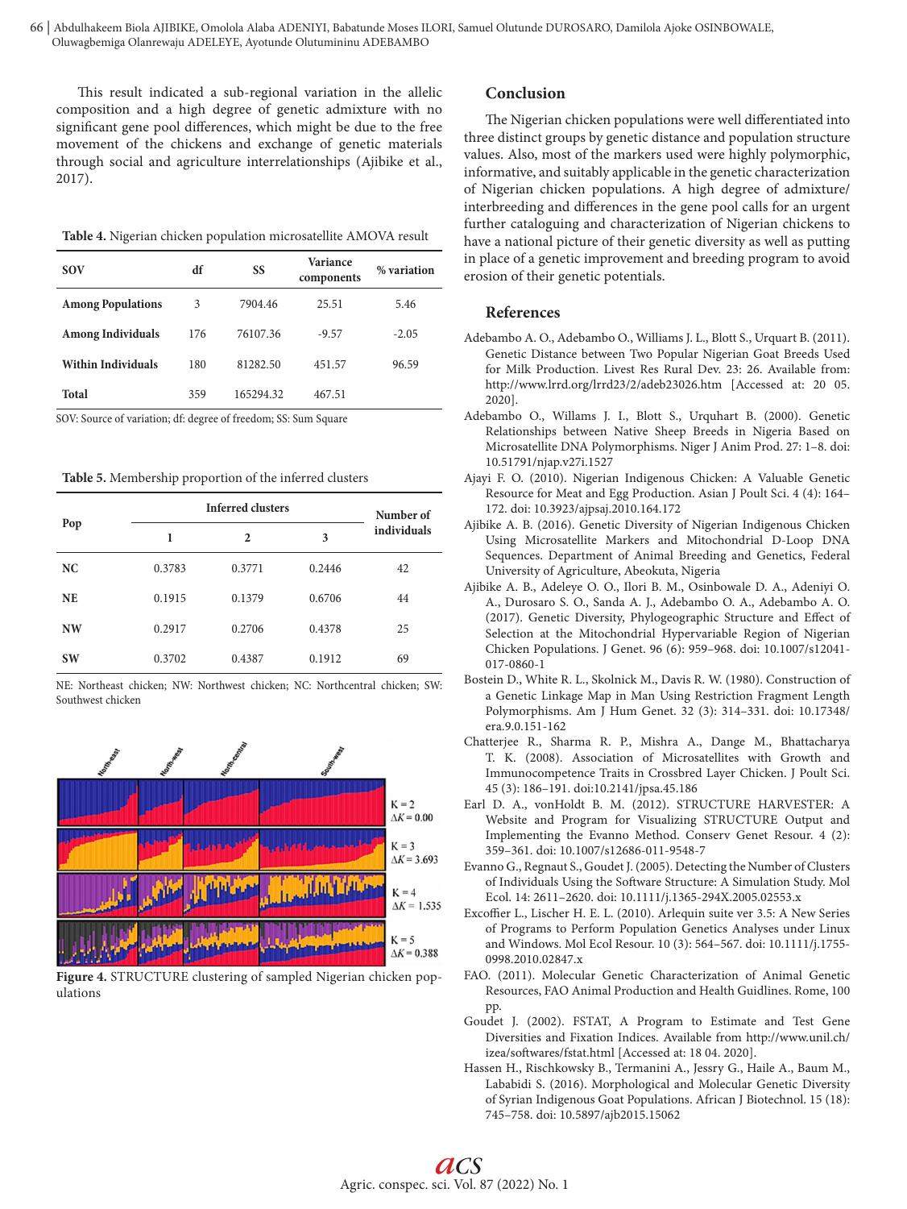This result indicated a sub-regional variation in the allelic composition and a high degree of genetic admixture with no significant gene pool differences, which might be due to the free movement of the chickens and exchange of genetic materials through social and agriculture interrelationships (Ajibike et al., 2017).

**Table 4.** Nigerian chicken population microsatellite AMOVA result

| SOV | df | SS | Variance components | % variation |
|---|---|---|---|---|
| Among Populations | 3 | 7904.46 | 25.51 | 5.46 |
| Among Individuals | 176 | 76107.36 | -9.57 | -2.05 |
| Within Individuals | 180 | 81282.50 | 451.57 | 96.59 |
| Total | 359 | 165294.32 | 467.51 | |

SOV: Source of variation; df: degree of freedom; SS: Sum Square

**Table 5.** Membership proportion of the inferred clusters

| Pop | Inferred clusters | | | Number of individuals |
|---|---|---|---|---|
| | 1 | 2 | 3 | |
| NC | 0.3783 | 0.3771 | 0.2446 | 42 |
| NE | 0.1915 | 0.1379 | 0.6706 | 44 |
| NW | 0.2917 | 0.2706 | 0.4378 | 25 |
| SW | 0.3702 | 0.4387 | 0.1912 | 69 |

NE: Northeast chicken; NW: Northwest chicken; NC: Northcentral chicken; SW: Southwest chicken

**Figure 4.** STRUCTURE clustering of sampled Nigerian chicken populations

## Conclusion

The Nigerian chicken populations were well differentiated into three distinct groups by genetic distance and population structure values. Also, most of the markers used were highly polymorphic, informative, and suitably applicable in the genetic characterization of Nigerian chicken populations. A high degree of admixture/interbreeding and differences in the gene pool calls for an urgent further cataloguing and characterization of Nigerian chickens to have a national picture of their genetic diversity as well as putting in place of a genetic improvement and breeding program to avoid erosion of their genetic potentials.

## References

Adebambo A. O., Adebambo O., Williams J. L., Blott S., Urquart B. (2011). Genetic Distance between Two Popular Nigerian Goat Breeds Used for Milk Production. Livest Res Rural Dev. 23: 26. Available from: http://www.lrrd.org/lrrd23/2/adeb23026.htm [Accessed at: 20 05. 2020].

Adebambo O., Willams J. I., Blott S., Urquhart B. (2000). Genetic Relationships between Native Sheep Breeds in Nigeria Based on Microsatellite DNA Polymorphisms. Niger J Anim Prod. 27: 1–8. doi: 10.51791/njap.v27i.1527

Ajayi F. O. (2010). Nigerian Indigenous Chicken: A Valuable Genetic Resource for Meat and Egg Production. Asian J Poult Sci. 4 (4): 164–172. doi: 10.3923/ajpsaj.2010.164.172

Ajibike A. B. (2016). Genetic Diversity of Nigerian Indigenous Chicken Using Microsatellite Markers and Mitochondrial D-Loop DNA Sequences. Department of Animal Breeding and Genetics, Federal University of Agriculture, Abeokuta, Nigeria

Ajibike A. B., Adeleye O. O., Ilori B. M., Osinbowale D. A., Adeniyi O. A., Durosaro S. O., Sanda A. J., Adebambo O. A., Adebambo A. O. (2017). Genetic Diversity, Phylogeographic Structure and Effect of Selection at the Mitochondrial Hypervariable Region of Nigerian Chicken Populations. J Genet. 96 (6): 959–968. doi: 10.1007/s12041-017-0860-1

Bostein D., White R. L., Skolnick M., Davis R. W. (1980). Construction of a Genetic Linkage Map in Man Using Restriction Fragment Length Polymorphisms. Am J Hum Genet. 32 (3): 314–331. doi: 10.17348/era.9.0.151-162

Chatterjee R., Sharma R. P., Mishra A., Dange M., Bhattacharya T. K. (2008). Association of Microsatellites with Growth and Immunocompetence Traits in Crossbred Layer Chicken. J Poult Sci. 45 (3): 186–191. doi:10.2141/jpsa.45.186

Earl D. A., vonHoldt B. M. (2012). STRUCTURE HARVESTER: A Website and Program for Visualizing STRUCTURE Output and Implementing the Evanno Method. Conserv Genet Resour. 4 (2): 359–361. doi: 10.1007/s12686-011-9548-7

Evanno G., Regnaut S., Goudet J. (2005). Detecting the Number of Clusters of Individuals Using the Software Structure: A Simulation Study. Mol Ecol. 14: 2611–2620. doi: 10.1111/j.1365-294X.2005.02553.x

Excoffier L., Lischer H. E. L. (2010). Arlequin suite ver 3.5: A New Series of Programs to Perform Population Genetics Analyses under Linux and Windows. Mol Ecol Resour. 10 (3): 564–567. doi: 10.1111/j.1755-0998.2010.02847.x

FAO. (2011). Molecular Genetic Characterization of Animal Genetic Resources, FAO Animal Production and Health Guidlines. Rome, 100 pp.

Goudet J. (2002). FSTAT, A Program to Estimate and Test Gene Diversities and Fixation Indices. Available from http://www.unil.ch/izea/softwares/fstat.html [Accessed at: 18 04. 2020].

Hassen H., Rischkowsky B., Termanini A., Jessry G., Haile A., Baum M., Lababidi S. (2016). Morphological and Molecular Genetic Diversity of Syrian Indigenous Goat Populations. African J Biotechnol. 15 (18): 745–758. doi: 10.5897/ajb2015.15062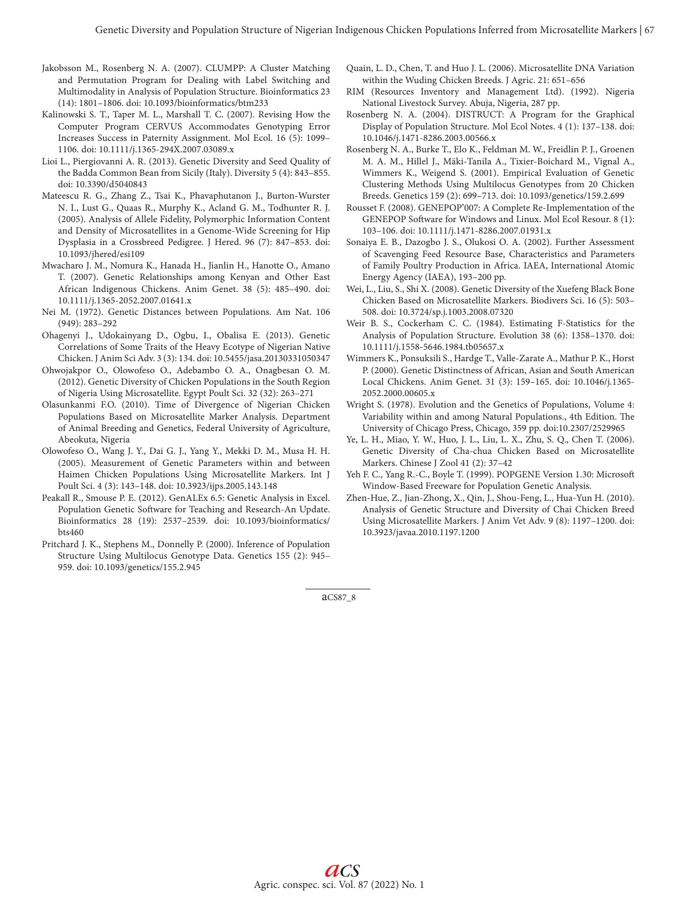Jakobsson M., Rosenberg N. A. (2007). CLUMPP: A Cluster Matching and Permutation Program for Dealing with Label Switching and Multimodality in Analysis of Population Structure. Bioinformatics 23 (14): 1801–1806. doi: 10.1093/bioinformatics/btm233

Kalinowski S. T., Taper M. L., Marshall T. C. (2007). Revising How the Computer Program CERVUS Accommodates Genotyping Error Increases Success in Paternity Assignment. Mol Ecol. 16 (5): 1099–1106. doi: 10.1111/j.1365-294X.2007.03089.x

Lioi L., Piergiovanni A. R. (2013). Genetic Diversity and Seed Quality of the Badda Common Bean from Sicily (Italy). Diversity 5 (4): 843–855. doi: 10.3390/d5040843

Mateescu R. G., Zhang Z., Tsai K., Phavaphutanon J., Burton-Wurster N. I., Lust G., Quaas R., Murphy K., Acland G. M., Todhunter R. J. (2005). Analysis of Allele Fidelity, Polymorphic Information Content and Density of Microsatellites in a Genome-Wide Screening for Hip Dysplasia in a Crossbreed Pedigree. J Hered. 96 (7): 847–853. doi: 10.1093/jhered/esi109

Mwacharo J. M., Nomura K., Hanada H., Jianlin H., Hanotte O., Amano T. (2007). Genetic Relationships among Kenyan and Other East African Indigenous Chickens. Anim Genet. 38 (5): 485–490. doi: 10.1111/j.1365-2052.2007.01641.x

Nei M. (1972). Genetic Distances between Populations. Am Nat. 106 (949): 283–292

Ohagenyi J., Udokainyang D., Ogbu, I., Obalisa E. (2013). Genetic Correlations of Some Traits of the Heavy Ecotype of Nigerian Native Chicken. J Anim Sci Adv. 3 (3): 134. doi: 10.5455/jasa.20130331050347

Ohwojakpor O., Olowofeso O., Adebambo O. A., Onagbesan O. M. (2012). Genetic Diversity of Chicken Populations in the South Region of Nigeria Using Microsatellite. Egypt Poult Sci. 32 (32): 263–271

Olasunkanmi F.O. (2010). Time of Divergence of Nigerian Chicken Populations Based on Microsatellite Marker Analysis. Department of Animal Breeding and Genetics, Federal University of Agriculture, Abeokuta, Nigeria

Olowofeso O., Wang J. Y., Dai G. J., Yang Y., Mekki D. M., Musa H. H. (2005). Measurement of Genetic Parameters within and between Haimen Chicken Populations Using Microsatellite Markers. Int J Poult Sci. 4 (3): 143–148. doi: 10.3923/ijps.2005.143.148

Peakall R., Smouse P. E. (2012). GenALEx 6.5: Genetic Analysis in Excel. Population Genetic Software for Teaching and Research-An Update. Bioinformatics 28 (19): 2537–2539. doi: 10.1093/bioinformatics/bts460

Pritchard J. K., Stephens M., Donnelly P. (2000). Inference of Population Structure Using Multilocus Genotype Data. Genetics 155 (2): 945–959. doi: 10.1093/genetics/155.2.945

Quain, L. D., Chen, T. and Huo J. L. (2006). Microsatellite DNA Variation within the Wuding Chicken Breeds. J Agric. 21: 651–656

RIM (Resources Inventory and Management Ltd). (1992). Nigeria National Livestock Survey. Abuja, Nigeria, 287 pp.

Rosenberg N. A. (2004). DISTRUCT: A Program for the Graphical Display of Population Structure. Mol Ecol Notes. 4 (1): 137–138. doi: 10.1046/j.1471-8286.2003.00566.x

Rosenberg N. A., Burke T., Elo K., Feldman M. W., Freidlin P. J., Groenen M. A. M., Hillel J., Mäki-Tanila A., Tixier-Boichard M., Vignal A., Wimmers K., Weigend S. (2001). Empirical Evaluation of Genetic Clustering Methods Using Multilocus Genotypes from 20 Chicken Breeds. Genetics 159 (2): 699–713. doi: 10.1093/genetics/159.2.699

Rousset F. (2008). GENEPOP'007: A Complete Re-Implementation of the GENEPOP Software for Windows and Linux. Mol Ecol Resour. 8 (1): 103–106. doi: 10.1111/j.1471-8286.2007.01931.x

Sonaiya E. B., Dazogbo J. S., Olukosi O. A. (2002). Further Assessment of Scavenging Feed Resource Base, Characteristics and Parameters of Family Poultry Production in Africa. IAEA, International Atomic Energy Agency (IAEA), 193–200 pp.

Wei, L., Liu, S., Shi X. (2008). Genetic Diversity of the Xuefeng Black Bone Chicken Based on Microsatellite Markers. Biodivers Sci. 16 (5): 503–508. doi: 10.3724/sp.j.1003.2008.07320

Weir B. S., Cockerham C. C. (1984). Estimating F-Statistics for the Analysis of Population Structure. Evolution 38 (6): 1358–1370. doi: 10.1111/j.1558-5646.1984.tb05657.x

Wimmers K., Ponsuksili S., Hardge T., Valle-Zarate A., Mathur P. K., Horst P. (2000). Genetic Distinctness of African, Asian and South American Local Chickens. Anim Genet. 31 (3): 159–165. doi: 10.1046/j.1365-2052.2000.00605.x

Wright S. (1978). Evolution and the Genetics of Populations, Volume 4: Variability within and among Natural Populations., 4th Edition. The University of Chicago Press, Chicago, 359 pp. doi:10.2307/2529965

Ye, L. H., Miao, Y. W., Huo, J. L., Liu, L. X., Zhu, S. Q., Chen T. (2006). Genetic Diversity of Cha-chua Chicken Based on Microsatellite Markers. Chinese J Zool 41 (2): 37–42

Yeh F. C., Yang R.-C., Boyle T. (1999). POPGENE Version 1.30: Microsoft Window-Based Freeware for Population Genetic Analysis.

Zhen-Hue, Z., Jian-Zhong, X., Qin, J., Shou-Feng, L., Hua-Yun H. (2010). Analysis of Genetic Structure and Diversity of Chai Chicken Breed Using Microsatellite Markers. J Anim Vet Adv. 9 (8): 1197–1200. doi: 10.3923/javaa.2010.1197.1200

aCS87_8